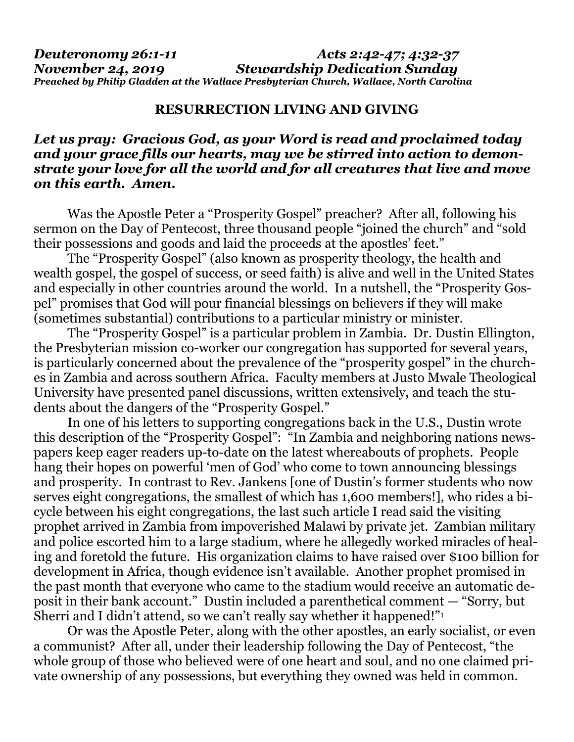***Deuteronomy 26:1-11*** ***Acts 2:42-47; 4:32-37***
***November 24, 2019*** ***Stewardship Dedication Sunday***
***Preached by Philip Gladden at the Wallace Presbyterian Church, Wallace, North Carolina***

## RESURRECTION LIVING AND GIVING

***Let us pray: Gracious God, as your Word is read and proclaimed today and your grace fills our hearts, may we be stirred into action to demonstrate your love for all the world and for all creatures that live and move on this earth. Amen.***

Was the Apostle Peter a "Prosperity Gospel" preacher? After all, following his sermon on the Day of Pentecost, three thousand people "joined the church" and "sold their possessions and goods and laid the proceeds at the apostles' feet."

The "Prosperity Gospel" (also known as prosperity theology, the health and wealth gospel, the gospel of success, or seed faith) is alive and well in the United States and especially in other countries around the world. In a nutshell, the "Prosperity Gospel" promises that God will pour financial blessings on believers if they will make (sometimes substantial) contributions to a particular ministry or minister.

The "Prosperity Gospel" is a particular problem in Zambia. Dr. Dustin Ellington, the Presbyterian mission co-worker our congregation has supported for several years, is particularly concerned about the prevalence of the "prosperity gospel" in the churches in Zambia and across southern Africa. Faculty members at Justo Mwale Theological University have presented panel discussions, written extensively, and teach the students about the dangers of the "Prosperity Gospel."

In one of his letters to supporting congregations back in the U.S., Dustin wrote this description of the "Prosperity Gospel": "In Zambia and neighboring nations newspapers keep eager readers up-to-date on the latest whereabouts of prophets. People hang their hopes on powerful 'men of God' who come to town announcing blessings and prosperity. In contrast to Rev. Jankens [one of Dustin's former students who now serves eight congregations, the smallest of which has 1,600 members!], who rides a bicycle between his eight congregations, the last such article I read said the visiting prophet arrived in Zambia from impoverished Malawi by private jet. Zambian military and police escorted him to a large stadium, where he allegedly worked miracles of healing and foretold the future. His organization claims to have raised over $100 billion for development in Africa, though evidence isn't available. Another prophet promised in the past month that everyone who came to the stadium would receive an automatic deposit in their bank account." Dustin included a parenthetical comment — "Sorry, but Sherri and I didn't attend, so we can't really say whether it happened!"[1]

Or was the Apostle Peter, along with the other apostles, an early socialist, or even a communist? After all, under their leadership following the Day of Pentecost, "the whole group of those who believed were of one heart and soul, and no one claimed private ownership of any possessions, but everything they owned was held in common.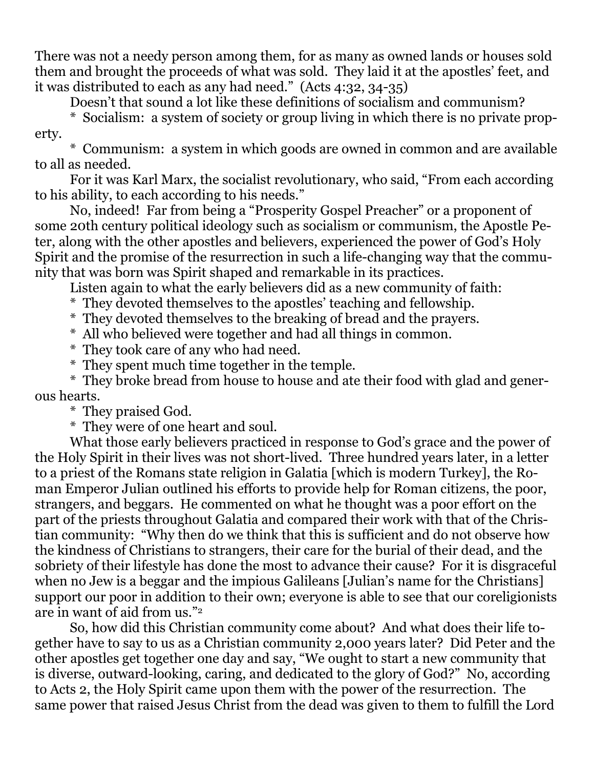There was not a needy person among them, for as many as owned lands or houses sold them and brought the proceeds of what was sold. They laid it at the apostles' feet, and it was distributed to each as any had need." (Acts 4:32, 34-35)

Doesn't that sound a lot like these definitions of socialism and communism?

* Socialism: a system of society or group living in which there is no private property.

* Communism: a system in which goods are owned in common and are available to all as needed.

For it was Karl Marx, the socialist revolutionary, who said, "From each according to his ability, to each according to his needs."

No, indeed! Far from being a "Prosperity Gospel Preacher" or a proponent of some 20th century political ideology such as socialism or communism, the Apostle Peter, along with the other apostles and believers, experienced the power of God's Holy Spirit and the promise of the resurrection in such a life-changing way that the community that was born was Spirit shaped and remarkable in its practices.

Listen again to what the early believers did as a new community of faith:

* They devoted themselves to the apostles' teaching and fellowship.
* They devoted themselves to the breaking of bread and the prayers.
* All who believed were together and had all things in common.
* They took care of any who had need.
* They spent much time together in the temple.
* They broke bread from house to house and ate their food with glad and generous hearts.
* They praised God.
* They were of one heart and soul.

What those early believers practiced in response to God's grace and the power of the Holy Spirit in their lives was not short-lived. Three hundred years later, in a letter to a priest of the Romans state religion in Galatia [which is modern Turkey], the Roman Emperor Julian outlined his efforts to provide help for Roman citizens, the poor, strangers, and beggars. He commented on what he thought was a poor effort on the part of the priests throughout Galatia and compared their work with that of the Christian community: "Why then do we think that this is sufficient and do not observe how the kindness of Christians to strangers, their care for the burial of their dead, and the sobriety of their lifestyle has done the most to advance their cause? For it is disgraceful when no Jew is a beggar and the impious Galileans [Julian's name for the Christians] support our poor in addition to their own; everyone is able to see that our coreligionists are in want of aid from us."[2]

So, how did this Christian community come about? And what does their life together have to say to us as a Christian community 2,000 years later? Did Peter and the other apostles get together one day and say, "We ought to start a new community that is diverse, outward-looking, caring, and dedicated to the glory of God?" No, according to Acts 2, the Holy Spirit came upon them with the power of the resurrection. The same power that raised Jesus Christ from the dead was given to them to fulfill the Lord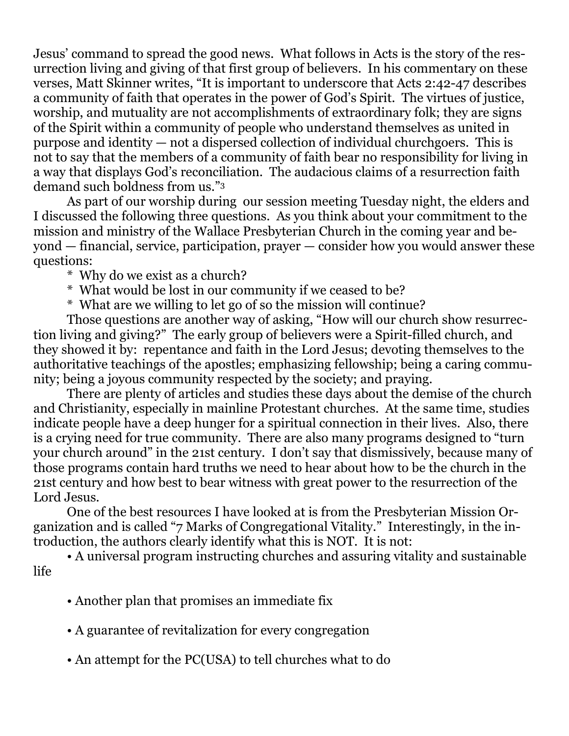Jesus' command to spread the good news. What follows in Acts is the story of the resurrection living and giving of that first group of believers. In his commentary on these verses, Matt Skinner writes, "It is important to underscore that Acts 2:42-47 describes a community of faith that operates in the power of God's Spirit. The virtues of justice, worship, and mutuality are not accomplishments of extraordinary folk; they are signs of the Spirit within a community of people who understand themselves as united in purpose and identity — not a dispersed collection of individual churchgoers. This is not to say that the members of a community of faith bear no responsibility for living in a way that displays God's reconciliation. The audacious claims of a resurrection faith demand such boldness from us."[3]

As part of our worship during our session meeting Tuesday night, the elders and I discussed the following three questions. As you think about your commitment to the mission and ministry of the Wallace Presbyterian Church in the coming year and beyond — financial, service, participation, prayer — consider how you would answer these questions:

* Why do we exist as a church?
* What would be lost in our community if we ceased to be?
* What are we willing to let go of so the mission will continue?

Those questions are another way of asking, "How will our church show resurrection living and giving?" The early group of believers were a Spirit-filled church, and they showed it by: repentance and faith in the Lord Jesus; devoting themselves to the authoritative teachings of the apostles; emphasizing fellowship; being a caring community; being a joyous community respected by the society; and praying.

There are plenty of articles and studies these days about the demise of the church and Christianity, especially in mainline Protestant churches. At the same time, studies indicate people have a deep hunger for a spiritual connection in their lives. Also, there is a crying need for true community. There are also many programs designed to "turn your church around" in the 21st century. I don't say that dismissively, because many of those programs contain hard truths we need to hear about how to be the church in the 21st century and how best to bear witness with great power to the resurrection of the Lord Jesus.

One of the best resources I have looked at is from the Presbyterian Mission Organization and is called "7 Marks of Congregational Vitality." Interestingly, in the introduction, the authors clearly identify what this is NOT. It is not:

- A universal program instructing churches and assuring vitality and sustainable life
- Another plan that promises an immediate fix
- A guarantee of revitalization for every congregation
- An attempt for the PC(USA) to tell churches what to do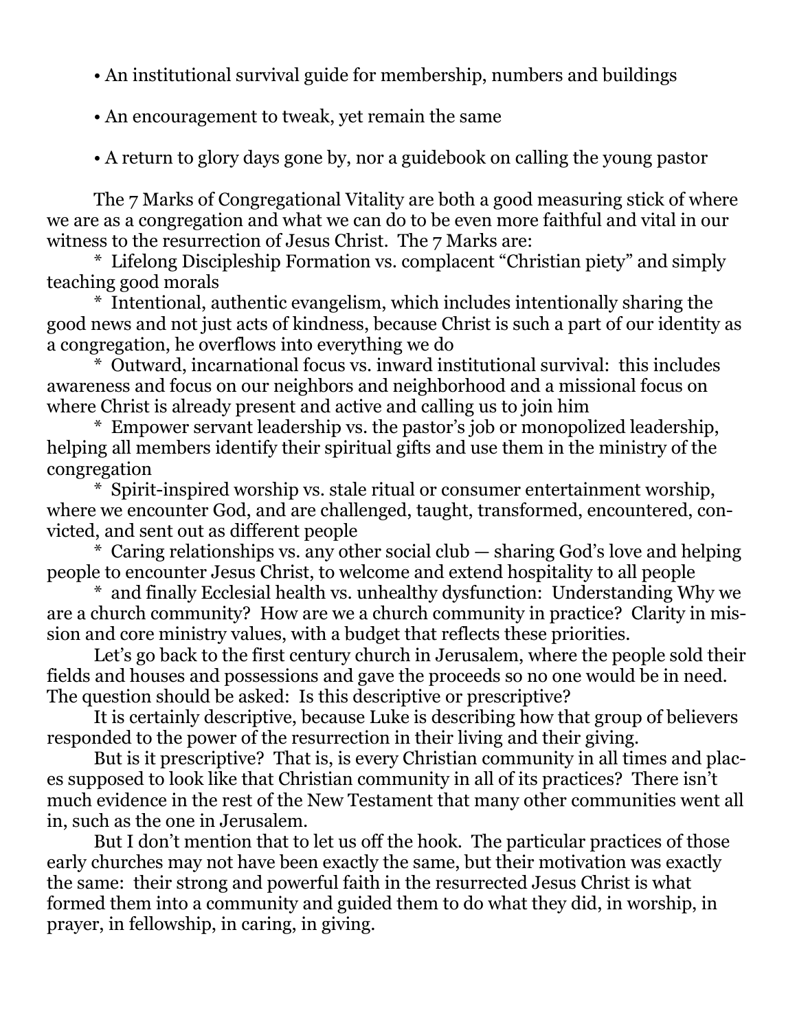- An institutional survival guide for membership, numbers and buildings
- An encouragement to tweak, yet remain the same
- A return to glory days gone by, nor a guidebook on calling the young pastor

The 7 Marks of Congregational Vitality are both a good measuring stick of where we are as a congregation and what we can do to be even more faithful and vital in our witness to the resurrection of Jesus Christ. The 7 Marks are:

* Lifelong Discipleship Formation vs. complacent "Christian piety" and simply teaching good morals

* Intentional, authentic evangelism, which includes intentionally sharing the good news and not just acts of kindness, because Christ is such a part of our identity as a congregation, he overflows into everything we do

* Outward, incarnational focus vs. inward institutional survival: this includes awareness and focus on our neighbors and neighborhood and a missional focus on where Christ is already present and active and calling us to join him

* Empower servant leadership vs. the pastor's job or monopolized leadership, helping all members identify their spiritual gifts and use them in the ministry of the congregation

* Spirit-inspired worship vs. stale ritual or consumer entertainment worship, where we encounter God, and are challenged, taught, transformed, encountered, convicted, and sent out as different people

* Caring relationships vs. any other social club — sharing God's love and helping people to encounter Jesus Christ, to welcome and extend hospitality to all people

* and finally Ecclesial health vs. unhealthy dysfunction: Understanding Why we are a church community? How are we a church community in practice? Clarity in mission and core ministry values, with a budget that reflects these priorities.

Let's go back to the first century church in Jerusalem, where the people sold their fields and houses and possessions and gave the proceeds so no one would be in need. The question should be asked: Is this descriptive or prescriptive?

It is certainly descriptive, because Luke is describing how that group of believers responded to the power of the resurrection in their living and their giving.

But is it prescriptive? That is, is every Christian community in all times and places supposed to look like that Christian community in all of its practices? There isn't much evidence in the rest of the New Testament that many other communities went all in, such as the one in Jerusalem.

But I don't mention that to let us off the hook. The particular practices of those early churches may not have been exactly the same, but their motivation was exactly the same: their strong and powerful faith in the resurrected Jesus Christ is what formed them into a community and guided them to do what they did, in worship, in prayer, in fellowship, in caring, in giving.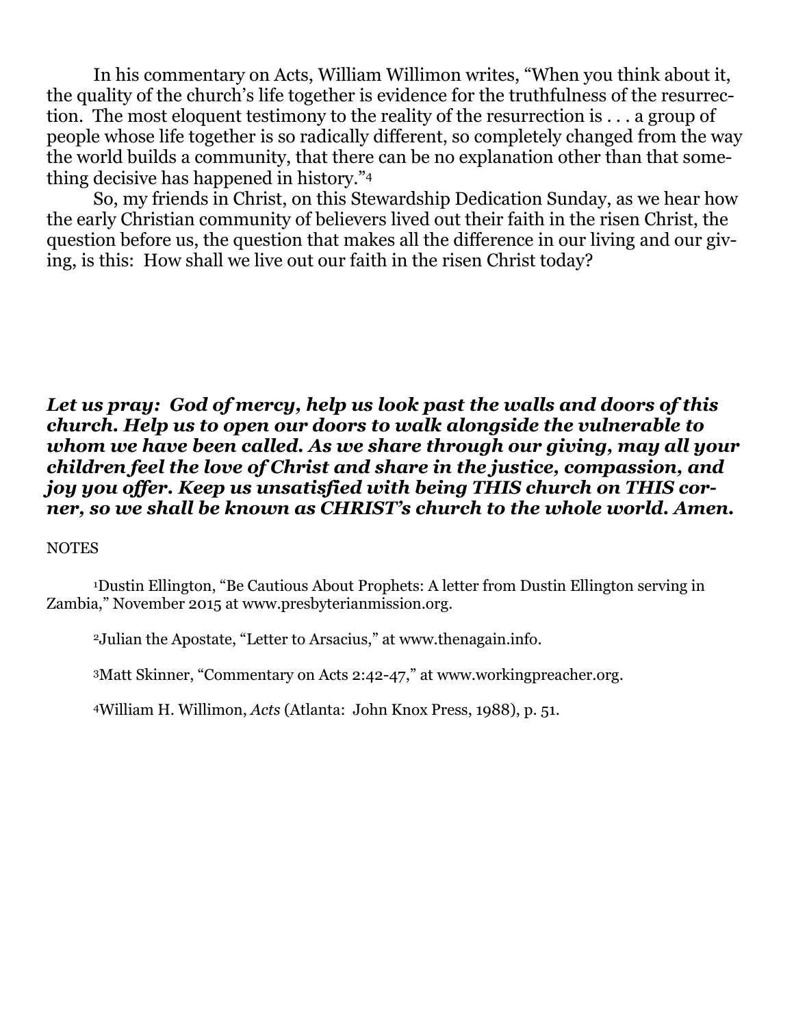In his commentary on Acts, William Willimon writes, “When you think about it, the quality of the church’s life together is evidence for the truthfulness of the resurrection. The most eloquent testimony to the reality of the resurrection is . . . a group of people whose life together is so radically different, so completely changed from the way the world builds a community, that there can be no explanation other than that something decisive has happened in history.”[4]

So, my friends in Christ, on this Stewardship Dedication Sunday, as we hear how the early Christian community of believers lived out their faith in the risen Christ, the question before us, the question that makes all the difference in our living and our giving, is this: How shall we live out our faith in the risen Christ today?

***Let us pray: God of mercy, help us look past the walls and doors of this church. Help us to open our doors to walk alongside the vulnerable to whom we have been called. As we share through our giving, may all your children feel the love of Christ and share in the justice, compassion, and joy you offer. Keep us unsatisfied with being THIS church on THIS corner, so we shall be known as CHRIST's church to the whole world. Amen.***

NOTES

[1]Dustin Ellington, “Be Cautious About Prophets: A letter from Dustin Ellington serving in Zambia,” November 2015 at www.presbyterianmission.org.

[2]Julian the Apostate, “Letter to Arsacius,” at www.thenagain.info.

[3]Matt Skinner, “Commentary on Acts 2:42-47,” at www.workingpreacher.org.

[4]William H. Willimon, *Acts* (Atlanta: John Knox Press, 1988), p. 51.